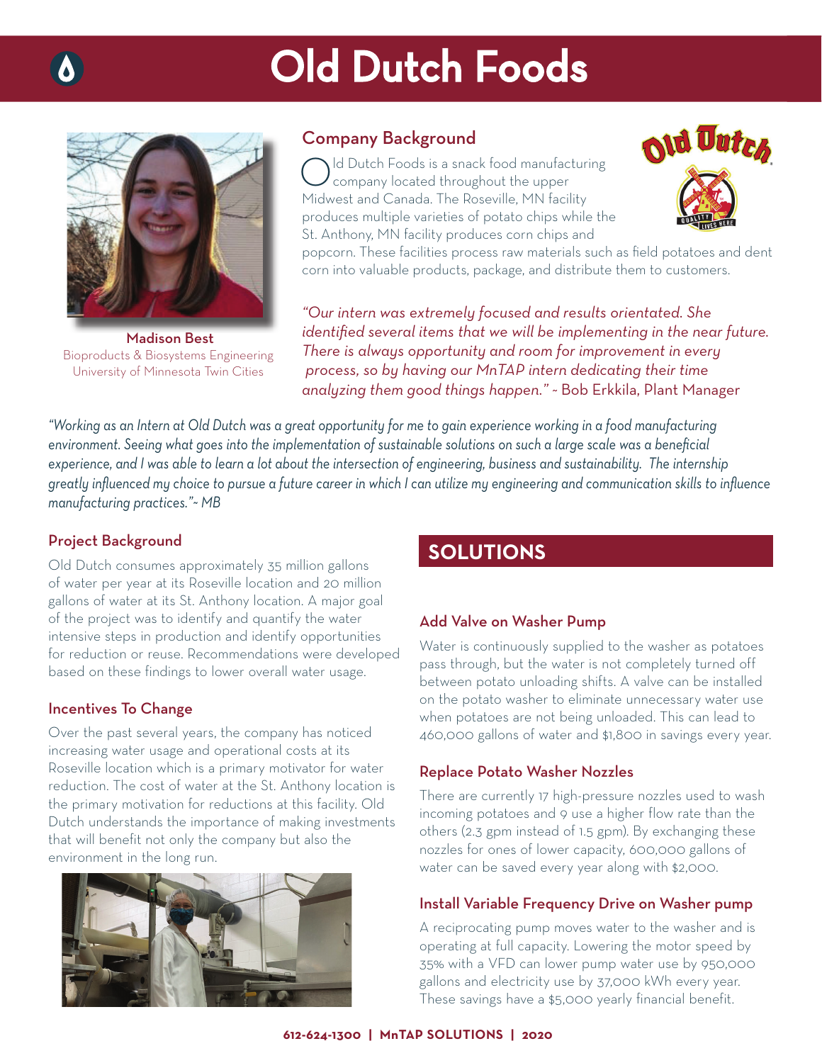# Old Dutch Foods

**Madison Best**
Bioproducts & Biosystems Engineering
University of Minnesota Twin Cities

## Company Background

Old Dutch Foods is a snack food manufacturing company located throughout the upper Midwest and Canada. The Roseville, MN facility produces multiple varieties of potato chips while the St. Anthony, MN facility produces corn chips and popcorn. These facilities process raw materials such as field potatoes and dent corn into valuable products, package, and distribute them to customers.

*"Our intern was extremely focused and results orientated. She identified several items that we will be implementing in the near future. There is always opportunity and room for improvement in every process, so by having our MnTAP intern dedicating their time analyzing them good things happen."* ~ Bob Erkkila, Plant Manager

*"Working as an Intern at Old Dutch was a great opportunity for me to gain experience working in a food manufacturing environment. Seeing what goes into the implementation of sustainable solutions on such a large scale was a beneficial experience, and I was able to learn a lot about the intersection of engineering, business and sustainability. The internship greatly influenced my choice to pursue a future career in which I can utilize my engineering and communication skills to influence manufacturing practices."~ MB*

### Project Background

Old Dutch consumes approximately 35 million gallons of water per year at its Roseville location and 20 million gallons of water at its St. Anthony location. A major goal of the project was to identify and quantify the water intensive steps in production and identify opportunities for reduction or reuse. Recommendations were developed based on these findings to lower overall water usage.

### Incentives To Change

Over the past several years, the company has noticed increasing water usage and operational costs at its Roseville location which is a primary motivator for water reduction. The cost of water at the St. Anthony location is the primary motivation for reductions at this facility. Old Dutch understands the importance of making investments that will benefit not only the company but also the environment in the long run.

## SOLUTIONS

### Add Valve on Washer Pump

Water is continuously supplied to the washer as potatoes pass through, but the water is not completely turned off between potato unloading shifts. A valve can be installed on the potato washer to eliminate unnecessary water use when potatoes are not being unloaded. This can lead to 460,000 gallons of water and $1,800 in savings every year.

### Replace Potato Washer Nozzles

There are currently 17 high-pressure nozzles used to wash incoming potatoes and 9 use a higher flow rate than the others (2.3 gpm instead of 1.5 gpm). By exchanging these nozzles for ones of lower capacity, 600,000 gallons of water can be saved every year along with $2,000.

### Install Variable Frequency Drive on Washer pump

A reciprocating pump moves water to the washer and is operating at full capacity. Lowering the motor speed by 35% with a VFD can lower pump water use by 950,000 gallons and electricity use by 37,000 kWh every year. These savings have a $5,000 yearly financial benefit.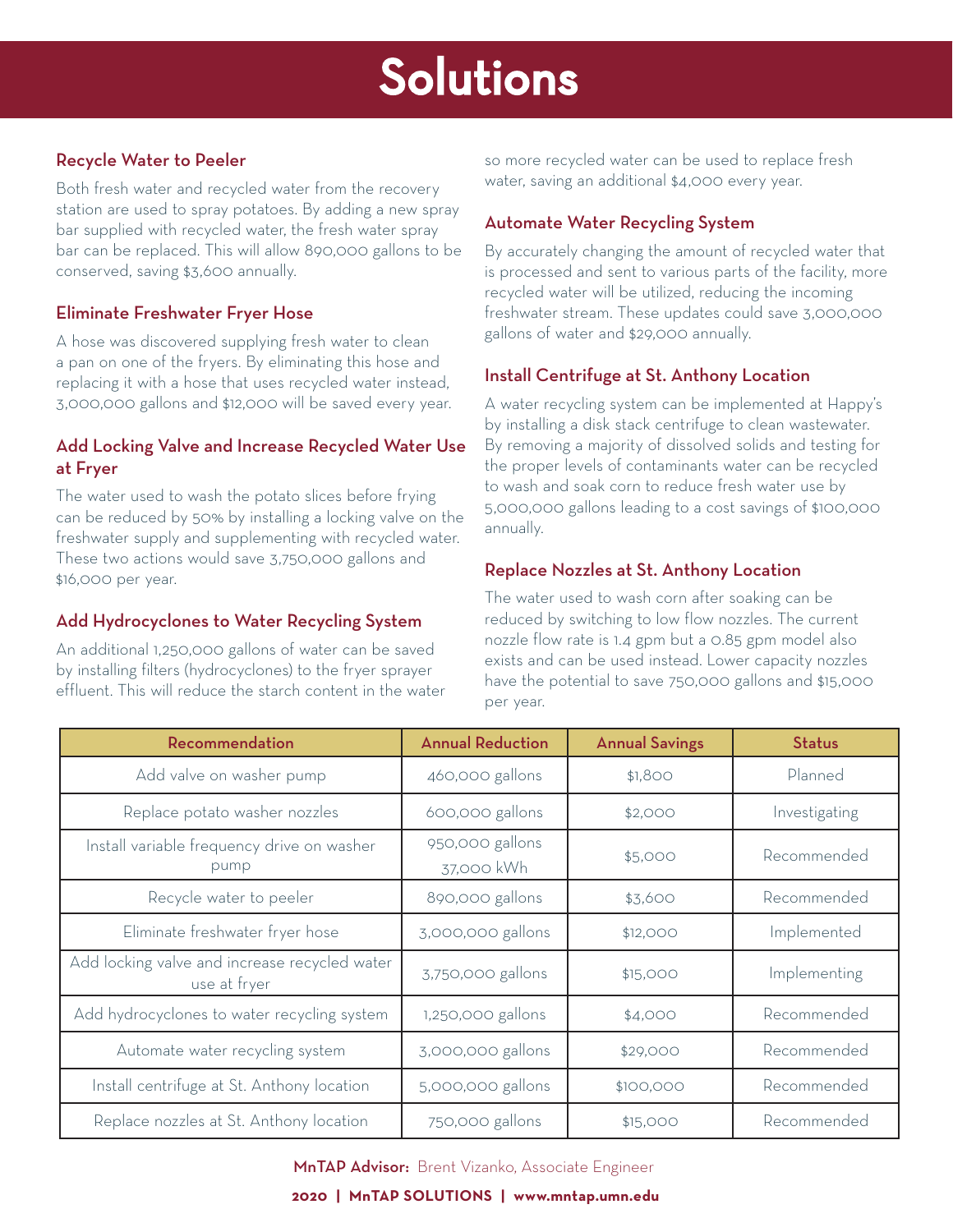# Solutions

### Recycle Water to Peeler

Both fresh water and recycled water from the recovery station are used to spray potatoes. By adding a new spray bar supplied with recycled water, the fresh water spray bar can be replaced. This will allow 890,000 gallons to be conserved, saving $3,600 annually.

### Eliminate Freshwater Fryer Hose

A hose was discovered supplying fresh water to clean a pan on one of the fryers. By eliminating this hose and replacing it with a hose that uses recycled water instead, 3,000,000 gallons and $12,000 will be saved every year.

### Add Locking Valve and Increase Recycled Water Use at Fryer

The water used to wash the potato slices before frying can be reduced by 50% by installing a locking valve on the freshwater supply and supplementing with recycled water. These two actions would save 3,750,000 gallons and $16,000 per year.

### Add Hydrocyclones to Water Recycling System

An additional 1,250,000 gallons of water can be saved by installing filters (hydrocyclones) to the fryer sprayer effluent. This will reduce the starch content in the water so more recycled water can be used to replace fresh water, saving an additional $4,000 every year.

### Automate Water Recycling System

By accurately changing the amount of recycled water that is processed and sent to various parts of the facility, more recycled water will be utilized, reducing the incoming freshwater stream. These updates could save 3,000,000 gallons of water and $29,000 annually.

### Install Centrifuge at St. Anthony Location

A water recycling system can be implemented at Happy's by installing a disk stack centrifuge to clean wastewater. By removing a majority of dissolved solids and testing for the proper levels of contaminants water can be recycled to wash and soak corn to reduce fresh water use by 5,000,000 gallons leading to a cost savings of $100,000 annually.

### Replace Nozzles at St. Anthony Location

The water used to wash corn after soaking can be reduced by switching to low flow nozzles. The current nozzle flow rate is 1.4 gpm but a 0.85 gpm model also exists and can be used instead. Lower capacity nozzles have the potential to save 750,000 gallons and $15,000 per year.

| Recommendation | Annual Reduction | Annual Savings | Status |
|---|---|---|---|
| Add valve on washer pump | 460,000 gallons | $1,800 | Planned |
| Replace potato washer nozzles | 600,000 gallons | $2,000 | Investigating |
| Install variable frequency drive on washer pump | 950,000 gallons 37,000 kWh | $5,000 | Recommended |
| Recycle water to peeler | 890,000 gallons | $3,600 | Recommended |
| Eliminate freshwater fryer hose | 3,000,000 gallons | $12,000 | Implemented |
| Add locking valve and increase recycled water use at fryer | 3,750,000 gallons | $15,000 | Implementing |
| Add hydrocyclones to water recycling system | 1,250,000 gallons | $4,000 | Recommended |
| Automate water recycling system | 3,000,000 gallons | $29,000 | Recommended |
| Install centrifuge at St. Anthony location | 5,000,000 gallons | $100,000 | Recommended |
| Replace nozzles at St. Anthony location | 750,000 gallons | $15,000 | Recommended |

**MnTAP Advisor:** Brent Vizanko, Associate Engineer